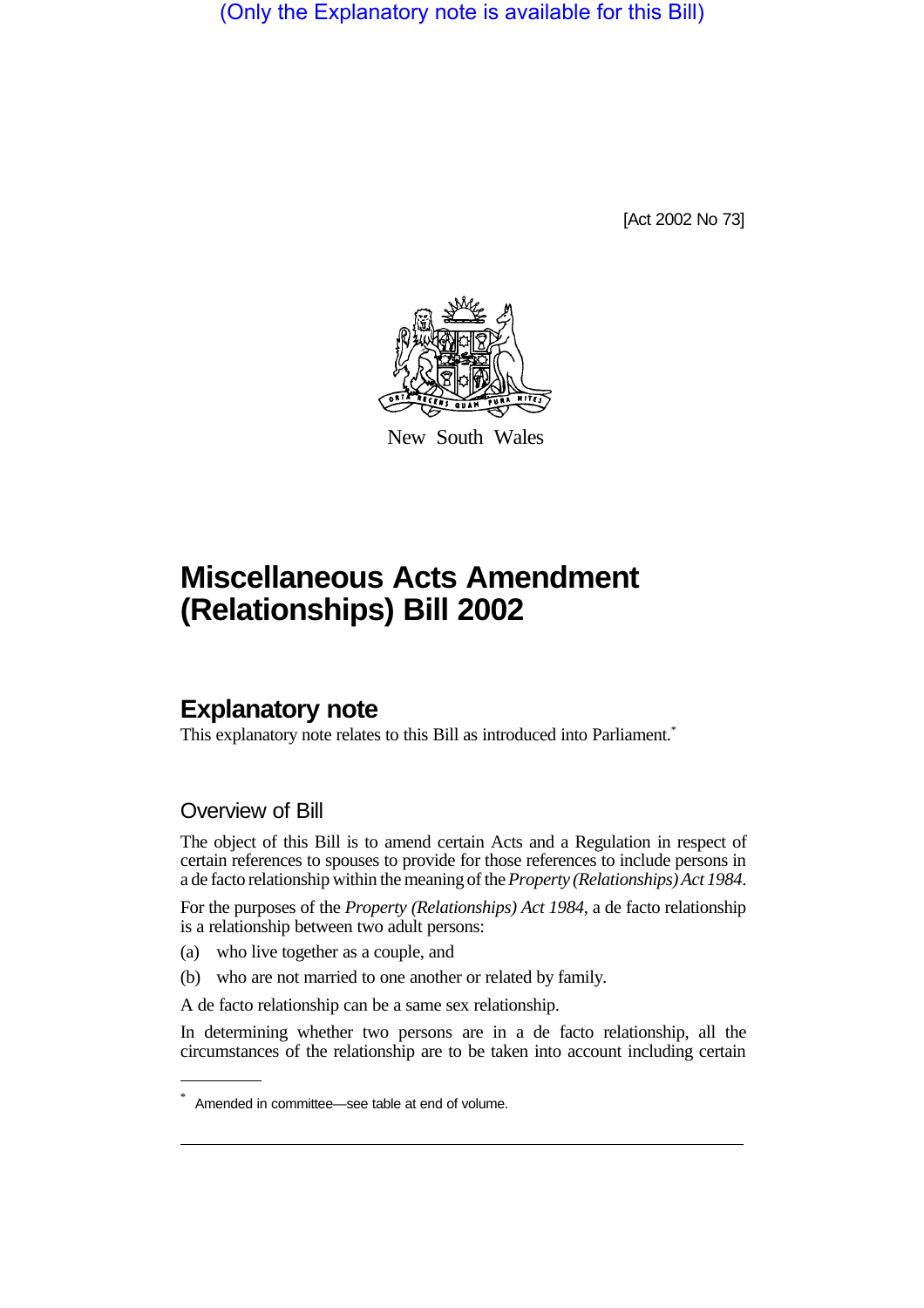(Only the Explanatory note is available for this Bill)

[Act 2002 No 73]

New South Wales

# Miscellaneous Acts Amendment (Relationships) Bill 2002

## Explanatory note

This explanatory note relates to this Bill as introduced into Parliament.*

### Overview of Bill

The object of this Bill is to amend certain Acts and a Regulation in respect of certain references to spouses to provide for those references to include persons in a de facto relationship within the meaning of the *Property (Relationships) Act 1984*.

For the purposes of the *Property (Relationships) Act 1984*, a de facto relationship is a relationship between two adult persons:

(a) who live together as a couple, and

(b) who are not married to one another or related by family.

A de facto relationship can be a same sex relationship.

In determining whether two persons are in a de facto relationship, all the circumstances of the relationship are to be taken into account including certain

* Amended in committee—see table at end of volume.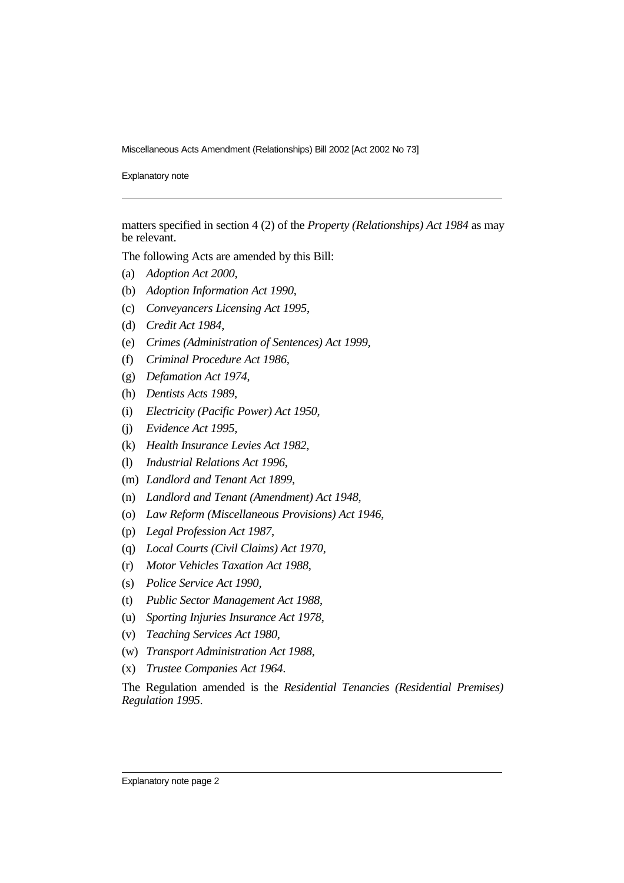matters specified in section 4 (2) of the *Property (Relationships) Act 1984* as may be relevant.

The following Acts are amended by this Bill:

(a) *Adoption Act 2000*,

(b) *Adoption Information Act 1990*,

(c) *Conveyancers Licensing Act 1995*,

(d) *Credit Act 1984*,

(e) *Crimes (Administration of Sentences) Act 1999*,

(f) *Criminal Procedure Act 1986*,

(g) *Defamation Act 1974*,

(h) *Dentists Acts 1989*,

(i) *Electricity (Pacific Power) Act 1950*,

(j) *Evidence Act 1995*,

(k) *Health Insurance Levies Act 1982*,

(l) *Industrial Relations Act 1996*,

(m) *Landlord and Tenant Act 1899*,

(n) *Landlord and Tenant (Amendment) Act 1948*,

(o) *Law Reform (Miscellaneous Provisions) Act 1946*,

(p) *Legal Profession Act 1987*,

(q) *Local Courts (Civil Claims) Act 1970*,

(r) *Motor Vehicles Taxation Act 1988*,

(s) *Police Service Act 1990*,

(t) *Public Sector Management Act 1988*,

(u) *Sporting Injuries Insurance Act 1978*,

(v) *Teaching Services Act 1980*,

(w) *Transport Administration Act 1988*,

(x) *Trustee Companies Act 1964*.

The Regulation amended is the *Residential Tenancies (Residential Premises) Regulation 1995*.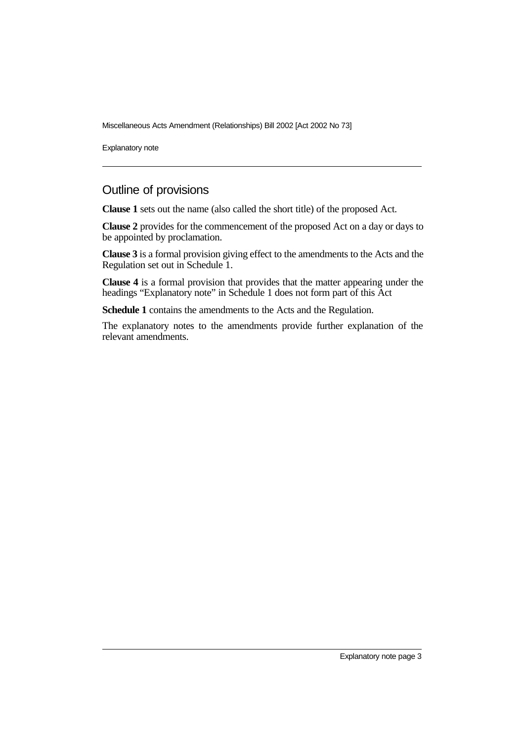## Outline of provisions

**Clause 1** sets out the name (also called the short title) of the proposed Act.

**Clause 2** provides for the commencement of the proposed Act on a day or days to be appointed by proclamation.

**Clause 3** is a formal provision giving effect to the amendments to the Acts and the Regulation set out in Schedule 1.

**Clause 4** is a formal provision that provides that the matter appearing under the headings "Explanatory note" in Schedule 1 does not form part of this Act

**Schedule 1** contains the amendments to the Acts and the Regulation.

The explanatory notes to the amendments provide further explanation of the relevant amendments.